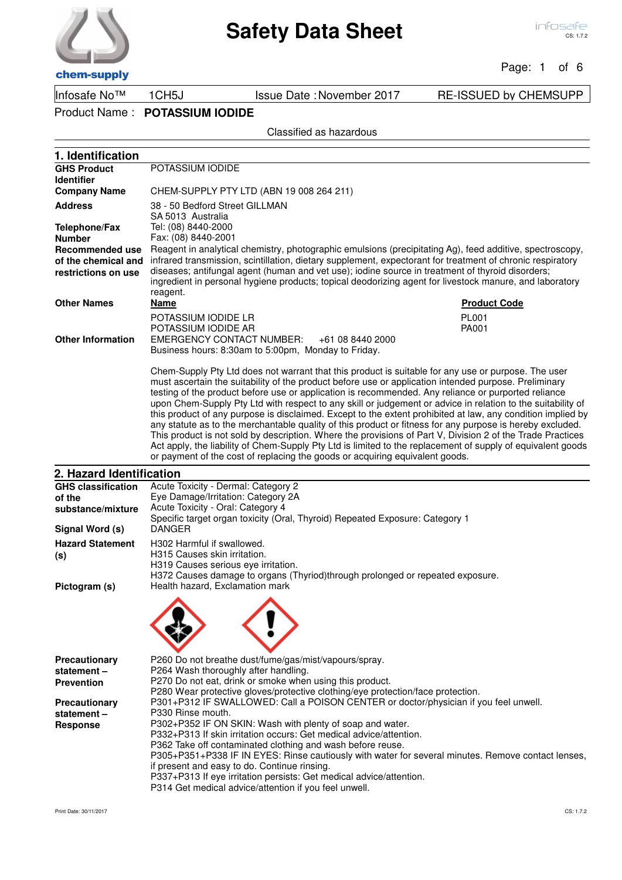# Safety Data Sheet

| Infosafe No™ | 1CH5J | Issue Date : November 2017 | RE-ISSUED by CHEMSUPP |
|---|---|---|---|

Product Name : **POTASSIUM IODIDE**

Classified as hazardous

## 1. Identification

**GHS Product Identifier**
POTASSIUM IODIDE

**Company Name**
CHEM-SUPPLY PTY LTD (ABN 19 008 264 211)

**Address**
38 - 50 Bedford Street GILLMAN
SA 5013 Australia

**Telephone/Fax Number**
Tel: (08) 8440-2000
Fax: (08) 8440-2001

**Recommended use of the chemical and restrictions on use**
Reagent in analytical chemistry, photographic emulsions (precipitating Ag), feed additive, spectroscopy, infrared transmission, scintillation, dietary supplement, expectorant for treatment of chronic respiratory diseases; antifungal agent (human and vet use); iodine source in treatment of thyroid disorders; ingredient in personal hygiene products; topical deodorizing agent for livestock manure, and laboratory reagent.

**Other Names**

| Name | Product Code |
|---|---|
| POTASSIUM IODIDE LR | PL001 |
| POTASSIUM IODIDE AR | PA001 |

**Other Information**
EMERGENCY CONTACT NUMBER: +61 08 8440 2000
Business hours: 8:30am to 5:00pm, Monday to Friday.

Chem-Supply Pty Ltd does not warrant that this product is suitable for any use or purpose. The user must ascertain the suitability of the product before use or application intended purpose. Preliminary testing of the product before use or application is recommended. Any reliance or purported reliance upon Chem-Supply Pty Ltd with respect to any skill or judgement or advice in relation to the suitability of this product of any purpose is disclaimed. Except to the extent prohibited at law, any condition implied by any statute as to the merchantable quality of this product or fitness for any purpose is hereby excluded. This product is not sold by description. Where the provisions of Part V, Division 2 of the Trade Practices Act apply, the liability of Chem-Supply Pty Ltd is limited to the replacement of supply of equivalent goods or payment of the cost of replacing the goods or acquiring equivalent goods.

## 2. Hazard Identification

**GHS classification of the substance/mixture**
Acute Toxicity - Dermal: Category 2
Eye Damage/Irritation: Category 2A
Acute Toxicity - Oral: Category 4
Specific target organ toxicity (Oral, Thyroid) Repeated Exposure: Category 1

**Signal Word (s)**
DANGER

**Hazard Statement (s)**
H302 Harmful if swallowed.
H315 Causes skin irritation.
H319 Causes serious eye irritation.
H372 Causes damage to organs (Thyriod)through prolonged or repeated exposure.

**Pictogram (s)**
Health hazard, Exclamation mark

**Precautionary statement – Prevention**
P260 Do not breathe dust/fume/gas/mist/vapours/spray.
P264 Wash thoroughly after handling.
P270 Do not eat, drink or smoke when using this product.
P280 Wear protective gloves/protective clothing/eye protection/face protection.

**Precautionary statement – Response**
P301+P312 IF SWALLOWED: Call a POISON CENTER or doctor/physician if you feel unwell.
P330 Rinse mouth.
P302+P352 IF ON SKIN: Wash with plenty of soap and water.
P332+P313 If skin irritation occurs: Get medical advice/attention.
P362 Take off contaminated clothing and wash before reuse.
P305+P351+P338 IF IN EYES: Rinse cautiously with water for several minutes. Remove contact lenses, if present and easy to do. Continue rinsing.
P337+P313 If eye irritation persists: Get medical advice/attention.
P314 Get medical advice/attention if you feel unwell.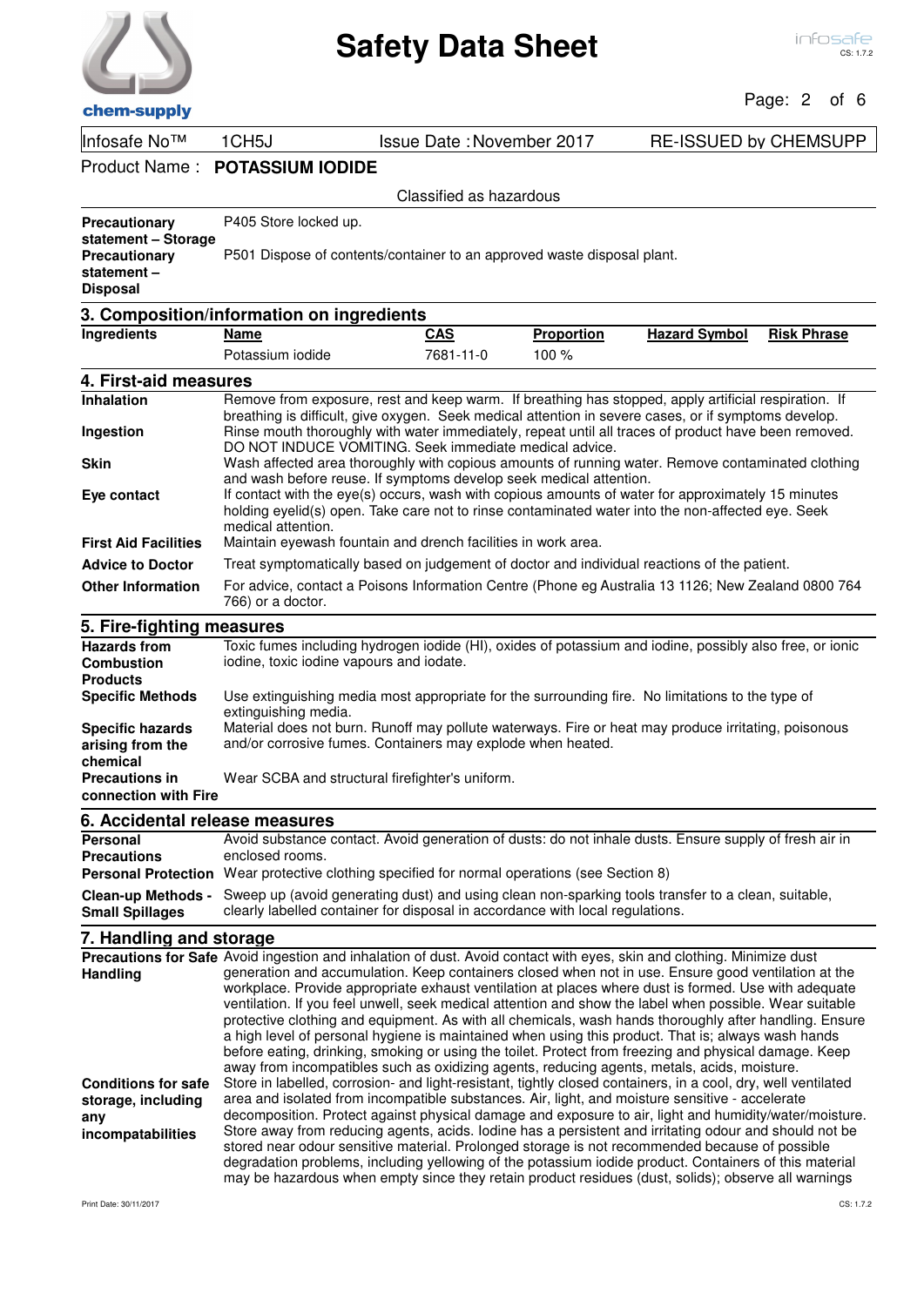Infosafe No™ 1CH5J | Issue Date : November 2017 | RE-ISSUED by CHEMSUPP

Product Name : **POTASSIUM IODIDE**

Classified as hazardous

**Precautionary statement – Storage**
P405 Store locked up.

**Precautionary statement – Disposal**
P501 Dispose of contents/container to an approved waste disposal plant.

## 3. Composition/information on ingredients

**Ingredients**

| Name | CAS | Proportion | Hazard Symbol | Risk Phrase |
|---|---|---|---|---|
| Potassium iodide | 7681-11-0 | 100 % | | |

## 4. First-aid measures

**Inhalation**
Remove from exposure, rest and keep warm. If breathing has stopped, apply artificial respiration. If breathing is difficult, give oxygen. Seek medical attention in severe cases, or if symptoms develop.

**Ingestion**
Rinse mouth thoroughly with water immediately, repeat until all traces of product have been removed. DO NOT INDUCE VOMITING. Seek immediate medical advice.

**Skin**
Wash affected area thoroughly with copious amounts of running water. Remove contaminated clothing and wash before reuse. If symptoms develop seek medical attention.

**Eye contact**
If contact with the eye(s) occurs, wash with copious amounts of water for approximately 15 minutes holding eyelid(s) open. Take care not to rinse contaminated water into the non-affected eye. Seek medical attention.

**First Aid Facilities**
Maintain eyewash fountain and drench facilities in work area.

**Advice to Doctor**
Treat symptomatically based on judgement of doctor and individual reactions of the patient.

**Other Information**
For advice, contact a Poisons Information Centre (Phone eg Australia 13 1126; New Zealand 0800 764 766) or a doctor.

## 5. Fire-fighting measures

**Hazards from Combustion Products**
Toxic fumes including hydrogen iodide (HI), oxides of potassium and iodine, possibly also free, or ionic iodine, toxic iodine vapours and iodate.

**Specific Methods**
Use extinguishing media most appropriate for the surrounding fire. No limitations to the type of extinguishing media.

**Specific hazards arising from the chemical**
Material does not burn. Runoff may pollute waterways. Fire or heat may produce irritating, poisonous and/or corrosive fumes. Containers may explode when heated.

**Precautions in connection with Fire**
Wear SCBA and structural firefighter's uniform.

## 6. Accidental release measures

**Personal Precautions**
Avoid substance contact. Avoid generation of dusts: do not inhale dusts. Ensure supply of fresh air in enclosed rooms.

**Personal Protection**
Wear protective clothing specified for normal operations (see Section 8)

**Clean-up Methods - Small Spillages**
Sweep up (avoid generating dust) and using clean non-sparking tools transfer to a clean, suitable, clearly labelled container for disposal in accordance with local regulations.

## 7. Handling and storage

**Precautions for Safe Handling**
Avoid ingestion and inhalation of dust. Avoid contact with eyes, skin and clothing. Minimize dust generation and accumulation. Keep containers closed when not in use. Ensure good ventilation at the workplace. Provide appropriate exhaust ventilation at places where dust is formed. Use with adequate ventilation. If you feel unwell, seek medical attention and show the label when possible. Wear suitable protective clothing and equipment. As with all chemicals, wash hands thoroughly after handling. Ensure a high level of personal hygiene is maintained when using this product. That is; always wash hands before eating, drinking, smoking or using the toilet. Protect from freezing and physical damage. Keep away from incompatibles such as oxidizing agents, reducing agents, metals, acids, moisture.

**Conditions for safe storage, including any incompatabilities**
Store in labelled, corrosion- and light-resistant, tightly closed containers, in a cool, dry, well ventilated area and isolated from incompatible substances. Air, light, and moisture sensitive - accelerate decomposition. Protect against physical damage and exposure to air, light and humidity/water/moisture. Store away from reducing agents, acids. Iodine has a persistent and irritating odour and should not be stored near odour sensitive material. Prolonged storage is not recommended because of possible degradation problems, including yellowing of the potassium iodide product. Containers of this material may be hazardous when empty since they retain product residues (dust, solids); observe all warnings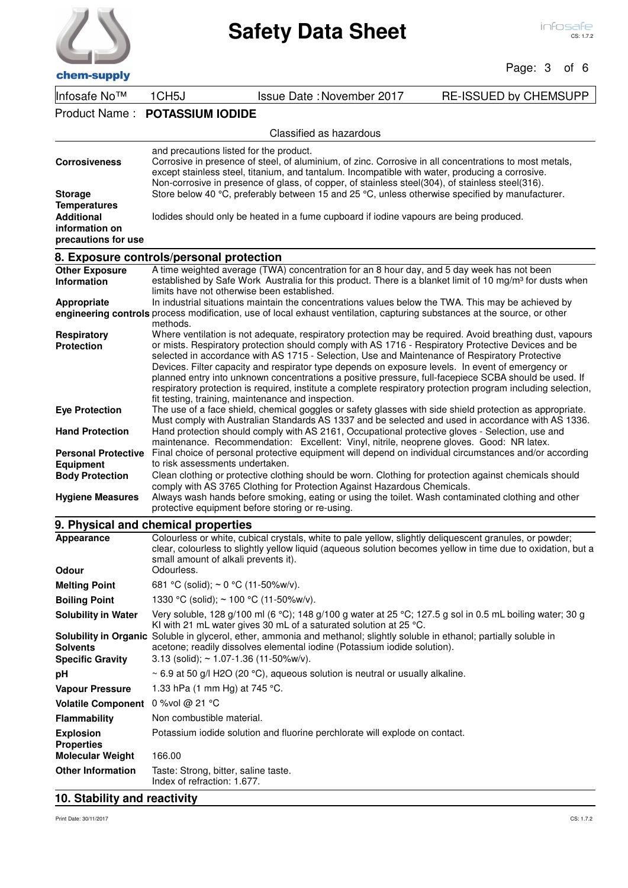Infosafe No™ 1CH5J | Issue Date : November 2017 | RE-ISSUED by CHEMSUPP

Product Name : **POTASSIUM IODIDE**

Classified as hazardous

and precautions listed for the product.

**Corrosiveness** Corrosive in presence of steel, of aluminium, of zinc. Corrosive in all concentrations to most metals, except stainless steel, titanium, and tantalum. Incompatible with water, producing a corrosive. Non-corrosive in presence of glass, of copper, of stainless steel(304), of stainless steel(316).

**Storage Temperatures** Store below 40 °C, preferably between 15 and 25 °C, unless otherwise specified by manufacturer.

**Additional information on precautions for use** Iodides should only be heated in a fume cupboard if iodine vapours are being produced.

## 8. Exposure controls/personal protection

**Other Exposure Information** A time weighted average (TWA) concentration for an 8 hour day, and 5 day week has not been established by Safe Work Australia for this product. There is a blanket limit of 10 mg/m³ for dusts when limits have not otherwise been established.

**Appropriate engineering controls** In industrial situations maintain the concentrations values below the TWA. This may be achieved by process modification, use of local exhaust ventilation, capturing substances at the source, or other methods.

**Respiratory Protection** Where ventilation is not adequate, respiratory protection may be required. Avoid breathing dust, vapours or mists. Respiratory protection should comply with AS 1716 - Respiratory Protective Devices and be selected in accordance with AS 1715 - Selection, Use and Maintenance of Respiratory Protective Devices. Filter capacity and respirator type depends on exposure levels. In event of emergency or planned entry into unknown concentrations a positive pressure, full-facepiece SCBA should be used. If respiratory protection is required, institute a complete respiratory protection program including selection, fit testing, training, maintenance and inspection.

**Eye Protection** The use of a face shield, chemical goggles or safety glasses with side shield protection as appropriate. Must comply with Australian Standards AS 1337 and be selected and used in accordance with AS 1336.

**Hand Protection** Hand protection should comply with AS 2161, Occupational protective gloves - Selection, use and maintenance. Recommendation: Excellent: Vinyl, nitrile, neoprene gloves. Good: NR latex.

**Personal Protective Equipment** Final choice of personal protective equipment will depend on individual circumstances and/or according to risk assessments undertaken.

**Body Protection** Clean clothing or protective clothing should be worn. Clothing for protection against chemicals should comply with AS 3765 Clothing for Protection Against Hazardous Chemicals.

**Hygiene Measures** Always wash hands before smoking, eating or using the toilet. Wash contaminated clothing and other protective equipment before storing or re-using.

## 9. Physical and chemical properties

**Appearance** Colourless or white, cubical crystals, white to pale yellow, slightly deliquescent granules, or powder; clear, colourless to slightly yellow liquid (aqueous solution becomes yellow in time due to oxidation, but a small amount of alkali prevents it).

**Odour** Odourless.

**Melting Point** 681 °C (solid); ~ 0 °C (11-50%w/v).

**Boiling Point** 1330 °C (solid); ~ 100 °C (11-50%w/v).

**Solubility in Water** Very soluble, 128 g/100 ml (6 °C); 148 g/100 g water at 25 °C; 127.5 g sol in 0.5 mL boiling water; 30 g KI with 21 mL water gives 30 mL of a saturated solution at 25 °C.

**Solubility in Organic Solvents** Soluble in glycerol, ether, ammonia and methanol; slightly soluble in ethanol; partially soluble in acetone; readily dissolves elemental iodine (Potassium iodide solution).

**Specific Gravity** 3.13 (solid); ~ 1.07-1.36 (11-50%w/v).

**pH** ~ 6.9 at 50 g/l $H_2O$ (20 °C), aqueous solution is neutral or usually alkaline.

**Vapour Pressure** 1.33 hPa (1 mm Hg) at 745 °C.

**Volatile Component** 0 %vol @ 21 °C

**Flammability** Non combustible material.

**Explosion Properties** Potassium iodide solution and fluorine perchlorate will explode on contact.

**Molecular Weight** 166.00

**Other Information** Taste: Strong, bitter, saline taste.
Index of refraction: 1.677.

## 10. Stability and reactivity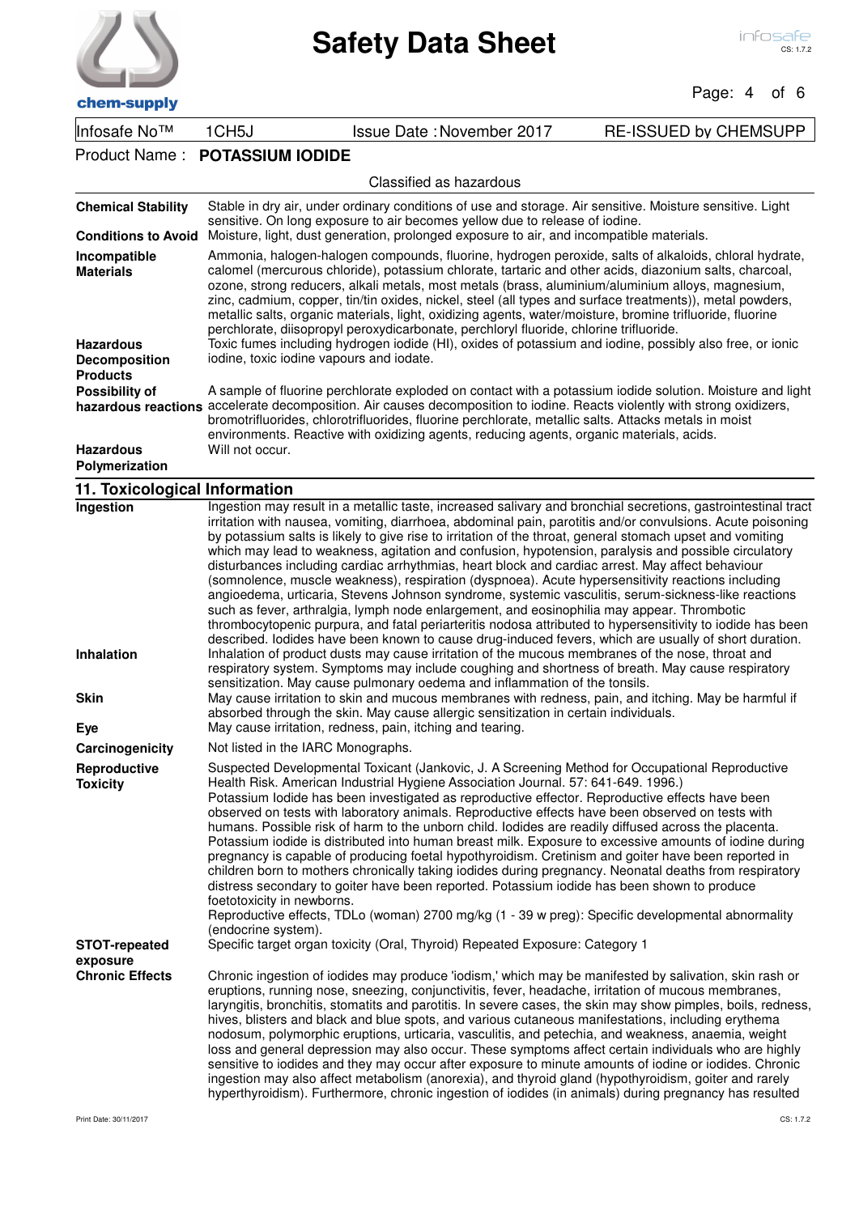Product Name : **POTASSIUM IODIDE**

Classified as hazardous

| | |
|---|---|
| **Chemical Stability** | Stable in dry air, under ordinary conditions of use and storage. Air sensitive. Moisture sensitive. Light sensitive. On long exposure to air becomes yellow due to release of iodine. |
| **Conditions to Avoid** | Moisture, light, dust generation, prolonged exposure to air, and incompatible materials. |
| **Incompatible Materials** | Ammonia, halogen-halogen compounds, fluorine, hydrogen peroxide, salts of alkaloids, chloral hydrate, calomel (mercurous chloride), potassium chlorate, tartaric and other acids, diazonium salts, charcoal, ozone, strong reducers, alkali metals, most metals (brass, aluminium/aluminium alloys, magnesium, zinc, cadmium, copper, tin/tin oxides, nickel, steel (all types and surface treatments)), metal powders, metallic salts, organic materials, light, oxidizing agents, water/moisture, bromine trifluoride, fluorine perchlorate, diisopropyl peroxydicarbonate, perchloryl fluoride, chlorine trifluoride. |
| **Hazardous Decomposition Products** | Toxic fumes including hydrogen iodide (HI), oxides of potassium and iodine, possibly also free, or ionic iodine, toxic iodine vapours and iodate. |
| **Possibility of hazardous reactions** | A sample of fluorine perchlorate exploded on contact with a potassium iodide solution. Moisture and light accelerate decomposition. Air causes decomposition to iodine. Reacts violently with strong oxidizers, bromotrifluorides, chlorotrifluorides, fluorine perchlorate, metallic salts. Attacks metals in moist environments. Reactive with oxidizing agents, reducing agents, organic materials, acids. |
| **Hazardous Polymerization** | Will not occur. |

## 11. Toxicological Information

| | |
|---|---|
| **Ingestion** | Ingestion may result in a metallic taste, increased salivary and bronchial secretions, gastrointestinal tract irritation with nausea, vomiting, diarrhoea, abdominal pain, parotitis and/or convulsions. Acute poisoning by potassium salts is likely to give rise to irritation of the throat, general stomach upset and vomiting which may lead to weakness, agitation and confusion, hypotension, paralysis and possible circulatory disturbances including cardiac arrhythmias, heart block and cardiac arrest. May affect behaviour (somnolence, muscle weakness), respiration (dyspnoea). Acute hypersensitivity reactions including angioedema, urticaria, Stevens Johnson syndrome, systemic vasculitis, serum-sickness-like reactions such as fever, arthralgia, lymph node enlargement, and eosinophilia may appear. Thrombotic thrombocytopenic purpura, and fatal periarteritis nodosa attributed to hypersensitivity to iodide has been described. Iodides have been known to cause drug-induced fevers, which are usually of short duration. |
| **Inhalation** | Inhalation of product dusts may cause irritation of the mucous membranes of the nose, throat and respiratory system. Symptoms may include coughing and shortness of breath. May cause respiratory sensitization. May cause pulmonary oedema and inflammation of the tonsils. |
| **Skin** | May cause irritation to skin and mucous membranes with redness, pain, and itching. May be harmful if absorbed through the skin. May cause allergic sensitization in certain individuals. |
| **Eye** | May cause irritation, redness, pain, itching and tearing. |
| **Carcinogenicity** | Not listed in the IARC Monographs. |
| **Reproductive Toxicity** | Suspected Developmental Toxicant (Jankovic, J. A Screening Method for Occupational Reproductive Health Risk. American Industrial Hygiene Association Journal. 57: 641-649. 1996.) Potassium Iodide has been investigated as reproductive effector. Reproductive effects have been observed on tests with laboratory animals. Reproductive effects have been observed on tests with humans. Possible risk of harm to the unborn child. Iodides are readily diffused across the placenta. Potassium iodide is distributed into human breast milk. Exposure to excessive amounts of iodine during pregnancy is capable of producing foetal hypothyroidism. Cretinism and goiter have been reported in children born to mothers chronically taking iodides during pregnancy. Neonatal deaths from respiratory distress secondary to goiter have been reported. Potassium iodide has been shown to produce foetotoxicity in newborns. Reproductive effects, TDLo (woman) 2700 mg/kg (1 - 39 w preg): Specific developmental abnormality (endocrine system). |
| **STOT-repeated exposure** | Specific target organ toxicity (Oral, Thyroid) Repeated Exposure: Category 1 |
| **Chronic Effects** | Chronic ingestion of iodides may produce 'iodism,' which may be manifested by salivation, skin rash or eruptions, running nose, sneezing, conjunctivitis, fever, headache, irritation of mucous membranes, laryngitis, bronchitis, stomatits and parotitis. In severe cases, the skin may show pimples, boils, redness, hives, blisters and black and blue spots, and various cutaneous manifestations, including erythema nodosum, polymorphic eruptions, urticaria, vasculitis, and petechia, and weakness, anaemia, weight loss and general depression may also occur. These symptoms affect certain individuals who are highly sensitive to iodides and they may occur after exposure to minute amounts of iodine or iodides. Chronic ingestion may also affect metabolism (anorexia), and thyroid gland (hypothyroidism, goiter and rarely hyperthyroidism). Furthermore, chronic ingestion of iodides (in animals) during pregnancy has resulted |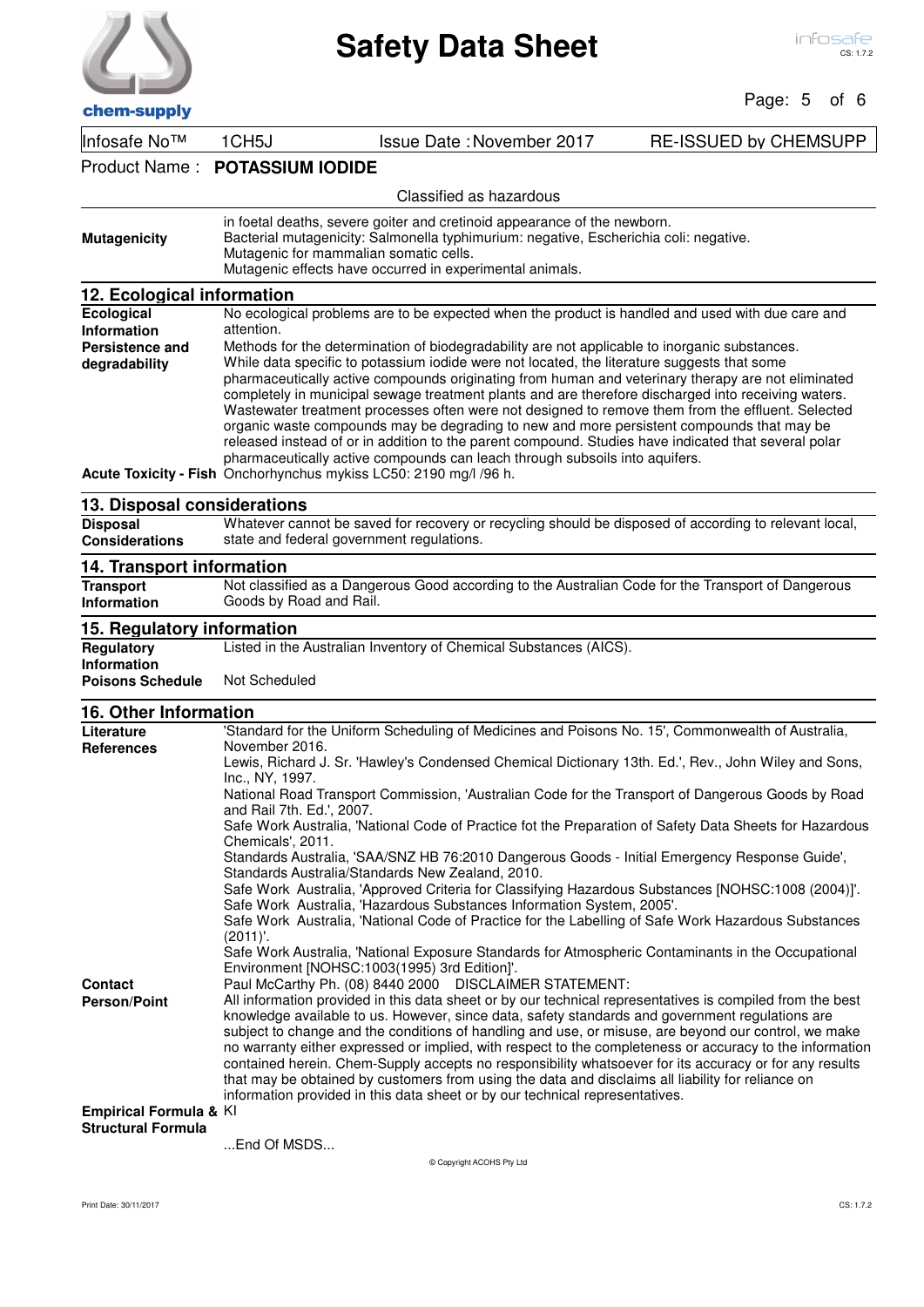Infosafe No™ 1CH5J | Issue Date : November 2017 | RE-ISSUED by CHEMSUPP

Product Name : **POTASSIUM IODIDE**

Classified as hazardous

| | |
|---|---|
| **Mutagenicity** | in foetal deaths, severe goiter and cretinoid appearance of the newborn.<br>Bacterial mutagenicity: Salmonella typhimurium: negative, Escherichia coli: negative.<br>Mutagenic for mammalian somatic cells.<br>Mutagenic effects have occurred in experimental animals. |

## 12. Ecological information

| | |
|---|---|
| **Ecological Information** | No ecological problems are to be expected when the product is handled and used with due care and attention. |
| **Persistence and degradability** | Methods for the determination of biodegradability are not applicable to inorganic substances.<br>While data specific to potassium iodide were not located, the literature suggests that some pharmaceutically active compounds originating from human and veterinary therapy are not eliminated completely in municipal sewage treatment plants and are therefore discharged into receiving waters. Wastewater treatment processes often were not designed to remove them from the effluent. Selected organic waste compounds may be degrading to new and more persistent compounds that may be released instead of or in addition to the parent compound. Studies have indicated that several polar pharmaceutically active compounds can leach through subsoils into aquifers. |
| **Acute Toxicity - Fish** | Onchorhynchus mykiss LC50: 2190 mg/l /96 h. |

## 13. Disposal considerations

| | |
|---|---|
| **Disposal Considerations** | Whatever cannot be saved for recovery or recycling should be disposed of according to relevant local, state and federal government regulations. |

## 14. Transport information

| | |
|---|---|
| **Transport Information** | Not classified as a Dangerous Good according to the Australian Code for the Transport of Dangerous Goods by Road and Rail. |

## 15. Regulatory information

| | |
|---|---|
| **Regulatory Information** | Listed in the Australian Inventory of Chemical Substances (AICS). |
| **Poisons Schedule** | Not Scheduled |

## 16. Other Information

| | |
|---|---|
| **Literature References** | 'Standard for the Uniform Scheduling of Medicines and Poisons No. 15', Commonwealth of Australia, November 2016.<br>Lewis, Richard J. Sr. 'Hawley's Condensed Chemical Dictionary 13th. Ed.', Rev., John Wiley and Sons, Inc., NY, 1997.<br>National Road Transport Commission, 'Australian Code for the Transport of Dangerous Goods by Road and Rail 7th. Ed.', 2007.<br>Safe Work Australia, 'National Code of Practice fot the Preparation of Safety Data Sheets for Hazardous Chemicals', 2011.<br>Standards Australia, 'SAA/SNZ HB 76:2010 Dangerous Goods - Initial Emergency Response Guide', Standards Australia/Standards New Zealand, 2010.<br>Safe Work Australia, 'Approved Criteria for Classifying Hazardous Substances [NOHSC:1008 (2004)]'.<br>Safe Work Australia, 'Hazardous Substances Information System, 2005'.<br>Safe Work Australia, 'National Code of Practice for the Labelling of Safe Work Hazardous Substances (2011)'.<br>Safe Work Australia, 'National Exposure Standards for Atmospheric Contaminants in the Occupational Environment [NOHSC:1003(1995) 3rd Edition]'. |
| **Contact Person/Point** | Paul McCarthy Ph. (08) 8440 2000 DISCLAIMER STATEMENT:<br>All information provided in this data sheet or by our technical representatives is compiled from the best knowledge available to us. However, since data, safety standards and government regulations are subject to change and the conditions of handling and use, or misuse, are beyond our control, we make no warranty either expressed or implied, with respect to the completeness or accuracy to the information contained herein. Chem-Supply accepts no responsibility whatsoever for its accuracy or for any results that may be obtained by customers from using the data and disclaims all liability for reliance on information provided in this data sheet or by our technical representatives. |
| **Empirical Formula & Structural Formula** | KI |

...End Of MSDS...

© Copyright ACOHS Pty Ltd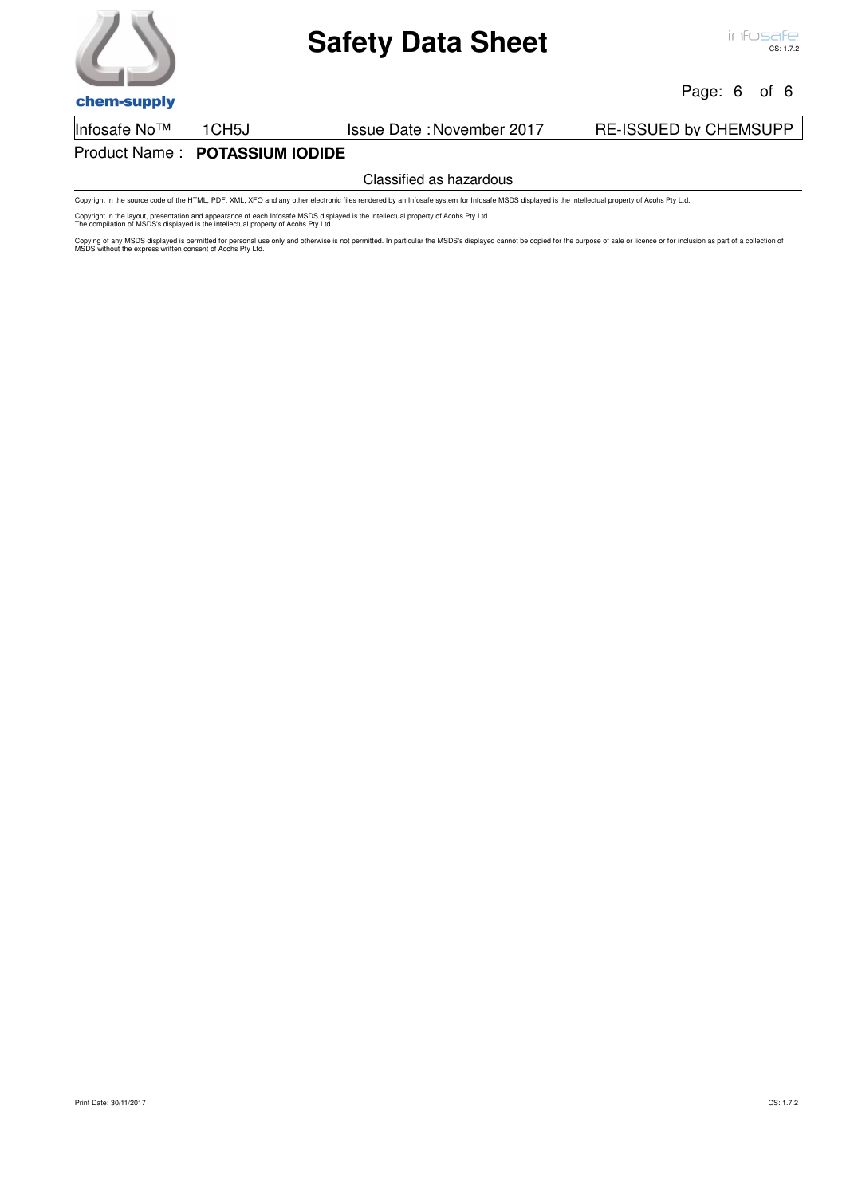Copyright in the source code of the HTML, PDF, XML, XFO and any other electronic files rendered by an Infosafe system for Infosafe MSDS displayed is the intellectual property of Acohs Pty Ltd.

Copyright in the layout, presentation and appearance of each Infosafe MSDS displayed is the intellectual property of Acohs Pty Ltd.
The compilation of MSDS's displayed is the intellectual property of Acohs Pty Ltd.

Copying of any MSDS displayed is permitted for personal use only and otherwise is not permitted. In particular the MSDS's displayed cannot be copied for the purpose of sale or licence or for inclusion as part of a collection of MSDS without the express written consent of Acohs Pty Ltd.